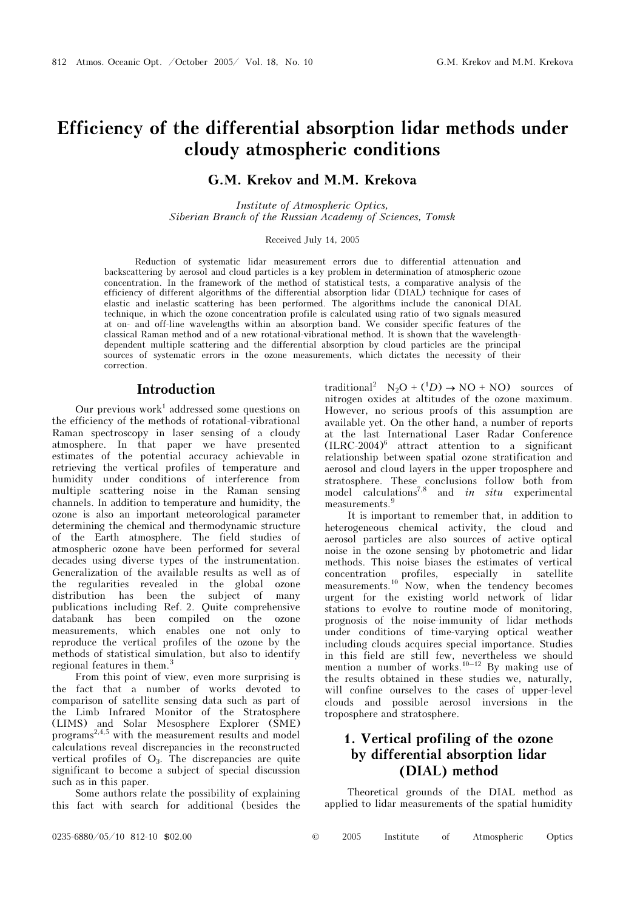# Efficiency of the differential absorption lidar methods under cloudy atmospheric conditions

## G.M. Krekov and M.M. Krekova

*Institute of Atmospheric Optics, Siberian Branch of the Russian Academy of Sciences, Tomsk*

Received July 14, 2005

Reduction of systematic lidar measurement errors due to differential attenuation and backscattering by aerosol and cloud particles is a key problem in determination of atmospheric ozone concentration. In the framework of the method of statistical tests, a comparative analysis of the efficiency of different algorithms of the differential absorption lidar (DIAL) technique for cases of elastic and inelastic scattering has been performed. The algorithms include the canonical DIAL technique, in which the ozone concentration profile is calculated using ratio of two signals measured at on- and off-line wavelengths within an absorption band. We consider specific features of the classical Raman method and of a new rotational-vibrational method. It is shown that the wavelength-dependent multiple scattering and the differential absorption by cloud particles are the principal sources of systematic errors in the ozone measurements, which dictates the necessity of their correction.

## Introduction

Our previous work[1] addressed some questions on the efficiency of the methods of rotational-vibrational Raman spectroscopy in laser sensing of a cloudy atmosphere. In that paper we have presented estimates of the potential accuracy achievable in retrieving the vertical profiles of temperature and humidity under conditions of interference from multiple scattering noise in the Raman sensing channels. In addition to temperature and humidity, the ozone is also an important meteorological parameter determining the chemical and thermodynamic structure of the Earth atmosphere. The field studies of atmospheric ozone have been performed for several decades using diverse types of the instrumentation. Generalization of the available results as well as of the regularities revealed in the global ozone distribution has been the subject of many publications including Ref. 2. Quite comprehensive databank has been compiled on the ozone measurements, which enables one not only to reproduce the vertical profiles of the ozone by the methods of statistical simulation, but also to identify regional features in them.[3]

From this point of view, even more surprising is the fact that a number of works devoted to comparison of satellite sensing data such as part of the Limb Infrared Monitor of the Stratosphere (LIMS) and Solar Mesosphere Explorer (SME) programs[2,4,5] with the measurement results and model calculations reveal discrepancies in the reconstructed vertical profiles of $O_3$. The discrepancies are quite significant to become a subject of special discussion such as in this paper.

Some authors relate the possibility of explaining this fact with search for additional (besides the traditional[2] $N_2O + (^1D) \rightarrow NO + NO$) sources of nitrogen oxides at altitudes of the ozone maximum. However, no serious proofs of this assumption are available yet. On the other hand, a number of reports at the last International Laser Radar Conference (ILRC-2004)[6] attract attention to a significant relationship between spatial ozone stratification and aerosol and cloud layers in the upper troposphere and stratosphere. These conclusions follow both from model calculations[7,8] and *in situ* experimental measurements.[9]

It is important to remember that, in addition to heterogeneous chemical activity, the cloud and aerosol particles are also sources of active optical noise in the ozone sensing by photometric and lidar methods. This noise biases the estimates of vertical concentration profiles, especially in satellite measurements.[10] Now, when the tendency becomes urgent for the existing world network of lidar stations to evolve to routine mode of monitoring, prognosis of the noise-immunity of lidar methods under conditions of time-varying optical weather including clouds acquires special importance. Studies in this field are still few, nevertheless we should mention a number of works.[10–12] By making use of the results obtained in these studies we, naturally, will confine ourselves to the cases of upper-level clouds and possible aerosol inversions in the troposphere and stratosphere.

## 1. Vertical profiling of the ozone by differential absorption lidar (DIAL) method

Theoretical grounds of the DIAL method as applied to lidar measurements of the spatial humidity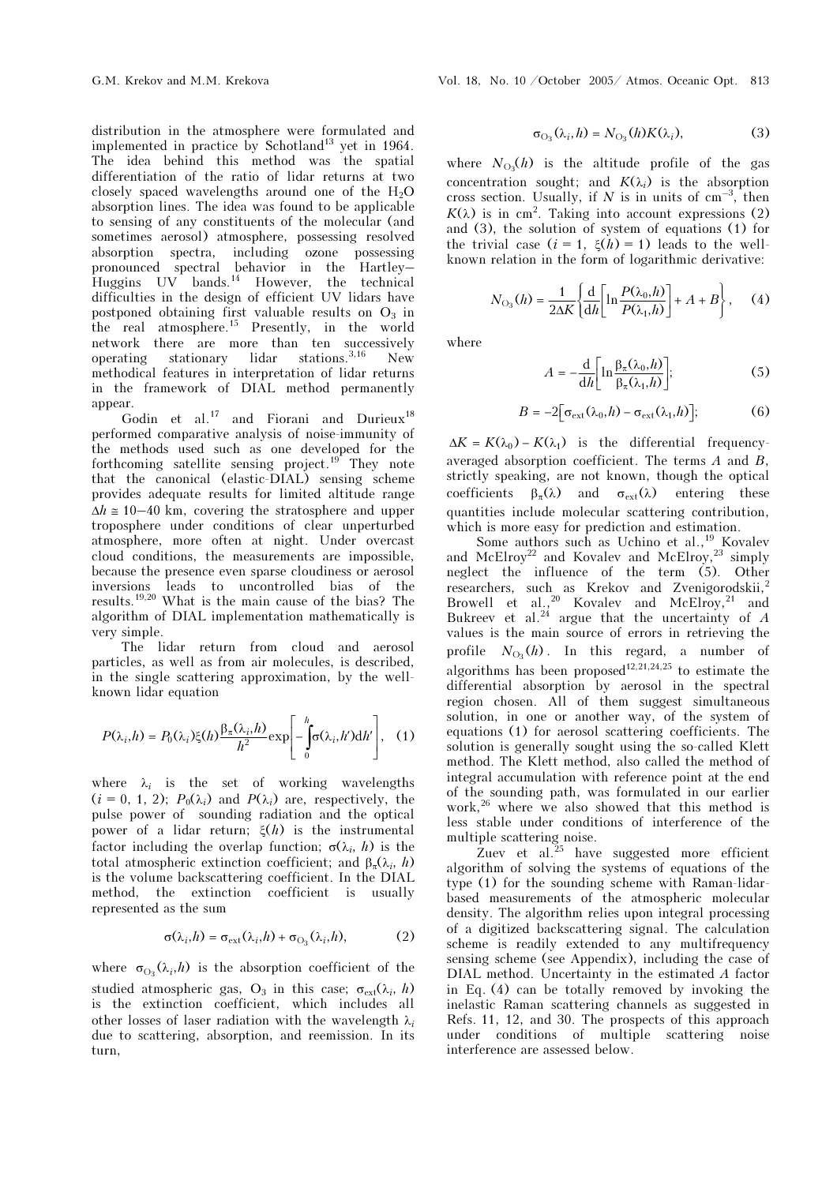distribution in the atmosphere were formulated and implemented in practice by Schotland[13] yet in 1964. The idea behind this method was the spatial differentiation of the ratio of lidar returns at two closely spaced wavelengths around one of the $H_2O$ absorption lines. The idea was found to be applicable to sensing of any constituents of the molecular (and sometimes aerosol) atmosphere, possessing resolved absorption spectra, including ozone possessing pronounced spectral behavior in the Hartley–Huggins UV bands.[14] However, the technical difficulties in the design of efficient UV lidars have postponed obtaining first valuable results on $O_3$ in the real atmosphere.[15] Presently, in the world network there are more than ten successively operating stationary lidar stations.[3,16] New methodical features in interpretation of lidar returns in the framework of DIAL method permanently appear.

Godin et al.[17] and Fiorani and Durieux[18] performed comparative analysis of noise-immunity of the methods used such as one developed for the forthcoming satellite sensing project.[19] They note that the canonical (elastic-DIAL) sensing scheme provides adequate results for limited altitude range $\Delta h \cong 10$–$40$ km, covering the stratosphere and upper troposphere under conditions of clear unperturbed atmosphere, more often at night. Under overcast cloud conditions, the measurements are impossible, because the presence even sparse cloudiness or aerosol inversions leads to uncontrolled bias of the results.[19,20] What is the main cause of the bias? The algorithm of DIAL implementation mathematically is very simple.

The lidar return from cloud and aerosol particles, as well as from air molecules, is described, in the single scattering approximation, by the well-known lidar equation

$$P(\lambda_i,h) = P_0(\lambda_i)\xi(h)\frac{\beta_\pi(\lambda_i,h)}{h^2}\exp\left[-\int_0^h \sigma(\lambda_i,h')\mathrm{d}h'\right], \quad (1)$$

where $\lambda_i$ is the set of working wavelengths ($i = 0, 1, 2$); $P_0(\lambda_i)$ and $P(\lambda_i)$ are, respectively, the pulse power of sounding radiation and the optical power of a lidar return; $\xi(h)$ is the instrumental factor including the overlap function; $\sigma(\lambda_i, h)$ is the total atmospheric extinction coefficient; and $\beta_\pi(\lambda_i, h)$ is the volume backscattering coefficient. In the DIAL method, the extinction coefficient is usually represented as the sum

$$\sigma(\lambda_i,h) = \sigma_{\mathrm{ext}}(\lambda_i,h) + \sigma_{O_3}(\lambda_i,h), \quad (2)$$

where $\sigma_{O_3}(\lambda_i,h)$ is the absorption coefficient of the studied atmospheric gas, $O_3$ in this case; $\sigma_{\mathrm{ext}}(\lambda_i, h)$ is the extinction coefficient, which includes all other losses of laser radiation with the wavelength $\lambda_i$ due to scattering, absorption, and reemission. In its turn,

$$\sigma_{O_3}(\lambda_i,h) = N_{O_3}(h)K(\lambda_i), \quad (3)$$

where $N_{O_3}(h)$ is the altitude profile of the gas concentration sought; and $K(\lambda_i)$ is the absorption cross section. Usually, if $N$ is in units of cm$^{-3}$, then $K(\lambda)$ is in cm$^2$. Taking into account expressions (2) and (3), the solution of system of equations (1) for the trivial case ($i = 1$, $\xi(h) = 1$) leads to the well-known relation in the form of logarithmic derivative:

$$N_{O_3}(h) = \frac{1}{2\Delta K}\left\{\frac{\mathrm{d}}{\mathrm{d}h}\left[\ln\frac{P(\lambda_0,h)}{P(\lambda_1,h)}\right] + A + B\right\}, \quad (4)$$

where

$$A = -\frac{\mathrm{d}}{\mathrm{d}h}\left[\ln\frac{\beta_\pi(\lambda_0,h)}{\beta_\pi(\lambda_1,h)}\right]; \quad (5)$$

$$B = -2\left[\sigma_{\mathrm{ext}}(\lambda_0,h) - \sigma_{\mathrm{ext}}(\lambda_1,h)\right]; \quad (6)$$

$\Delta K = K(\lambda_0) - K(\lambda_1)$ is the differential frequency-averaged absorption coefficient. The terms $A$ and $B$, strictly speaking, are not known, though the optical coefficients $\beta_\pi(\lambda)$ and $\sigma_{\mathrm{ext}}(\lambda)$ entering these quantities include molecular scattering contribution, which is more easy for prediction and estimation.

Some authors such as Uchino et al.,[19] Kovalev and McElroy[22] and Kovalev and McElroy,[23] simply neglect the influence of the term (5). Other researchers, such as Krekov and Zvenigorodskii,[2] Browell et al.,[20] Kovalev and McElroy,[21] and Bukreev et al.[24] argue that the uncertainty of $A$ values is the main source of errors in retrieving the profile $N_{O_3}(h)$. In this regard, a number of algorithms has been proposed[12,21,24,25] to estimate the differential absorption by aerosol in the spectral region chosen. All of them suggest simultaneous solution, in one or another way, of the system of equations (1) for aerosol scattering coefficients. The solution is generally sought using the so-called Klett method. The Klett method, also called the method of integral accumulation with reference point at the end of the sounding path, was formulated in our earlier work,[26] where we also showed that this method is less stable under conditions of interference of the multiple scattering noise.

Zuev et al.[25] have suggested more efficient algorithm of solving the systems of equations of the type (1) for the sounding scheme with Raman-lidar-based measurements of the atmospheric molecular density. The algorithm relies upon integral processing of a digitized backscattering signal. The calculation scheme is readily extended to any multifrequency sensing scheme (see Appendix), including the case of DIAL method. Uncertainty in the estimated $A$ factor in Eq. (4) can be totally removed by invoking the inelastic Raman scattering channels as suggested in Refs. 11, 12, and 30. The prospects of this approach under conditions of multiple scattering noise interference are assessed below.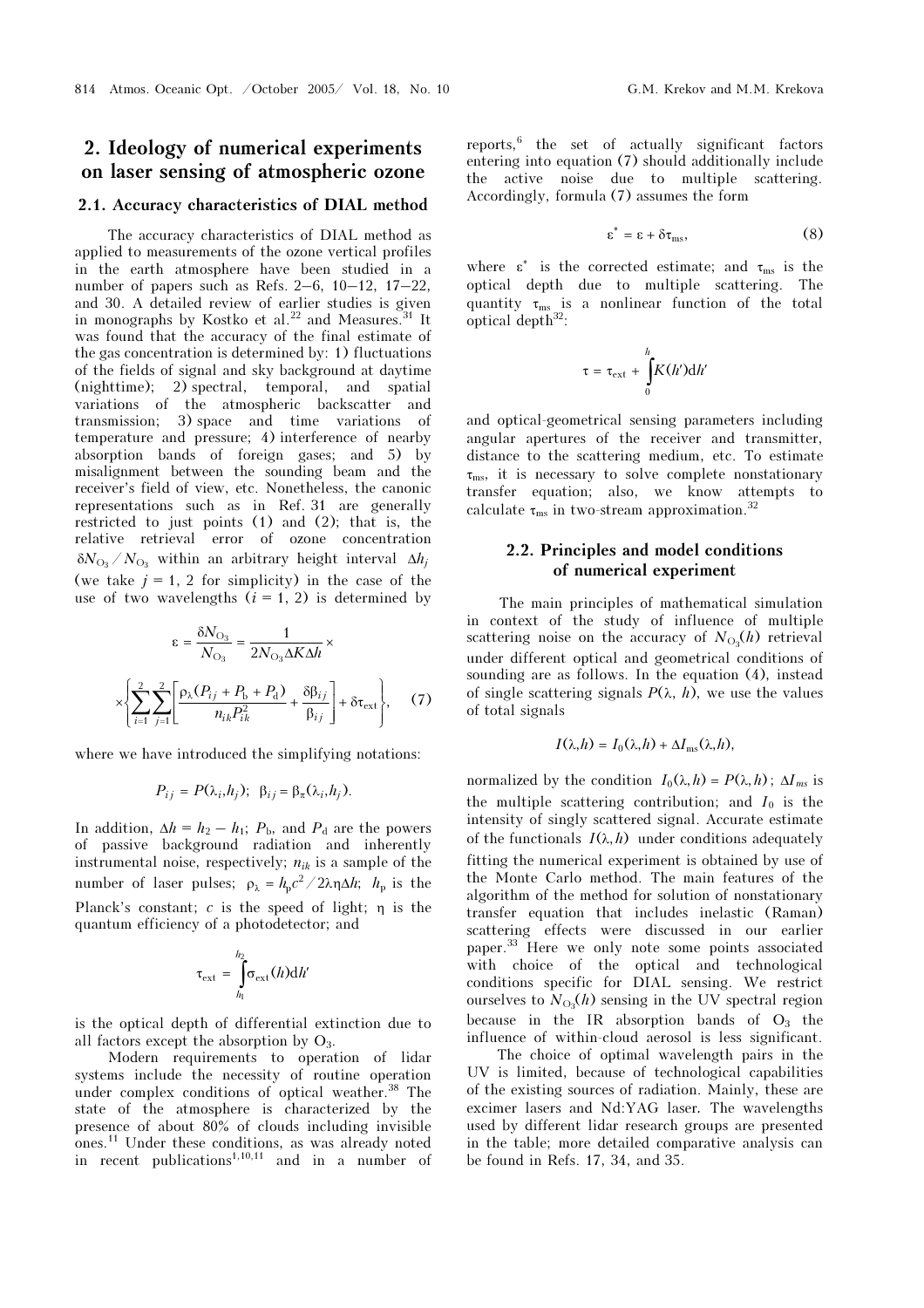## 2. Ideology of numerical experiments on laser sensing of atmospheric ozone

### 2.1. Accuracy characteristics of DIAL method

The accuracy characteristics of DIAL method as applied to measurements of the ozone vertical profiles in the earth atmosphere have been studied in a number of papers such as Refs. 2–6, 10–12, 17–22, and 30. A detailed review of earlier studies is given in monographs by Kostko et al.[22] and Measures.[31] It was found that the accuracy of the final estimate of the gas concentration is determined by: 1) fluctuations of the fields of signal and sky background at daytime (nighttime); 2) spectral, temporal, and spatial variations of the atmospheric backscatter and transmission; 3) space and time variations of temperature and pressure; 4) interference of nearby absorption bands of foreign gases; and 5) by misalignment between the sounding beam and the receiver's field of view, etc. Nonetheless, the canonic representations such as in Ref. 31 are generally restricted to just points (1) and (2); that is, the relative retrieval error of ozone concentration $\delta N_{O_3}/N_{O_3}$ within an arbitrary height interval $\Delta h_j$ (we take $j = 1, 2$ for simplicity) in the case of the use of two wavelengths ($i = 1, 2$) is determined by

$$\varepsilon = \frac{\delta N_{O_3}}{N_{O_3}} = \frac{1}{2N_{O_3}\Delta K\Delta h} \times \left\{ \sum_{i=1}^{2}\sum_{j=1}^{2}\left[\frac{\rho_\lambda (P_{ij} + P_b + P_d)}{n_{ik}P_{ik}^2} + \frac{\delta\beta_{ij}}{\beta_{ij}}\right] + \delta\tau_{ext}\right\}, \quad (7)$$

where we have introduced the simplifying notations:

$$P_{ij} = P(\lambda_i, h_j);\ \beta_{ij} = \beta_\pi(\lambda_i, h_j).$$

In addition, $\Delta h = h_2 - h_1$; $P_b$, and $P_d$ are the powers of passive background radiation and inherently instrumental noise, respectively; $n_{ik}$ is a sample of the number of laser pulses; $\rho_\lambda = h_p c^2/2\lambda\eta\Delta h$; $h_p$ is the Planck's constant; $c$ is the speed of light; $\eta$ is the quantum efficiency of a photodetector; and

$$\tau_{ext} = \int_{h_1}^{h_2} \sigma_{ext}(h)\mathrm{d}h'$$

is the optical depth of differential extinction due to all factors except the absorption by $O_3$.

Modern requirements to operation of lidar systems include the necessity of routine operation under complex conditions of optical weather.[38] The state of the atmosphere is characterized by the presence of about 80% of clouds including invisible ones.[11] Under these conditions, as was already noted in recent publications[1,10,11] and in a number of reports,[6] the set of actually significant factors entering into equation (7) should additionally include the active noise due to multiple scattering. Accordingly, formula (7) assumes the form

$$\varepsilon^* = \varepsilon + \delta\tau_{ms}, \quad (8)$$

where $\varepsilon^*$ is the corrected estimate; and $\tau_{ms}$ is the optical depth due to multiple scattering. The quantity $\tau_{ms}$ is a nonlinear function of the total optical depth[32]:

$$\tau = \tau_{ext} + \int_0^h K(h')\mathrm{d}h'$$

and optical-geometrical sensing parameters including angular apertures of the receiver and transmitter, distance to the scattering medium, etc. To estimate $\tau_{ms}$, it is necessary to solve complete nonstationary transfer equation; also, we know attempts to calculate $\tau_{ms}$ in two-stream approximation.[32]

### 2.2. Principles and model conditions of numerical experiment

The main principles of mathematical simulation in context of the study of influence of multiple scattering noise on the accuracy of $N_{O_3}(h)$ retrieval under different optical and geometrical conditions of sounding are as follows. In the equation (4), instead of single scattering signals $P(\lambda, h)$, we use the values of total signals

$$I(\lambda,h) = I_0(\lambda,h) + \Delta I_{ms}(\lambda,h),$$

normalized by the condition $I_0(\lambda,h) = P(\lambda,h)$; $\Delta I_{ms}$ is the multiple scattering contribution; and $I_0$ is the intensity of singly scattered signal. Accurate estimate of the functionals $I(\lambda,h)$ under conditions adequately fitting the numerical experiment is obtained by use of the Monte Carlo method. The main features of the algorithm of the method for solution of nonstationary transfer equation that includes inelastic (Raman) scattering effects were discussed in our earlier paper.[33] Here we only note some points associated with choice of the optical and technological conditions specific for DIAL sensing. We restrict ourselves to $N_{O_3}(h)$ sensing in the UV spectral region because in the IR absorption bands of $O_3$ the influence of within-cloud aerosol is less significant.

The choice of optimal wavelength pairs in the UV is limited, because of technological capabilities of the existing sources of radiation. Mainly, these are excimer lasers and Nd:YAG laser. The wavelengths used by different lidar research groups are presented in the table; more detailed comparative analysis can be found in Refs. 17, 34, and 35.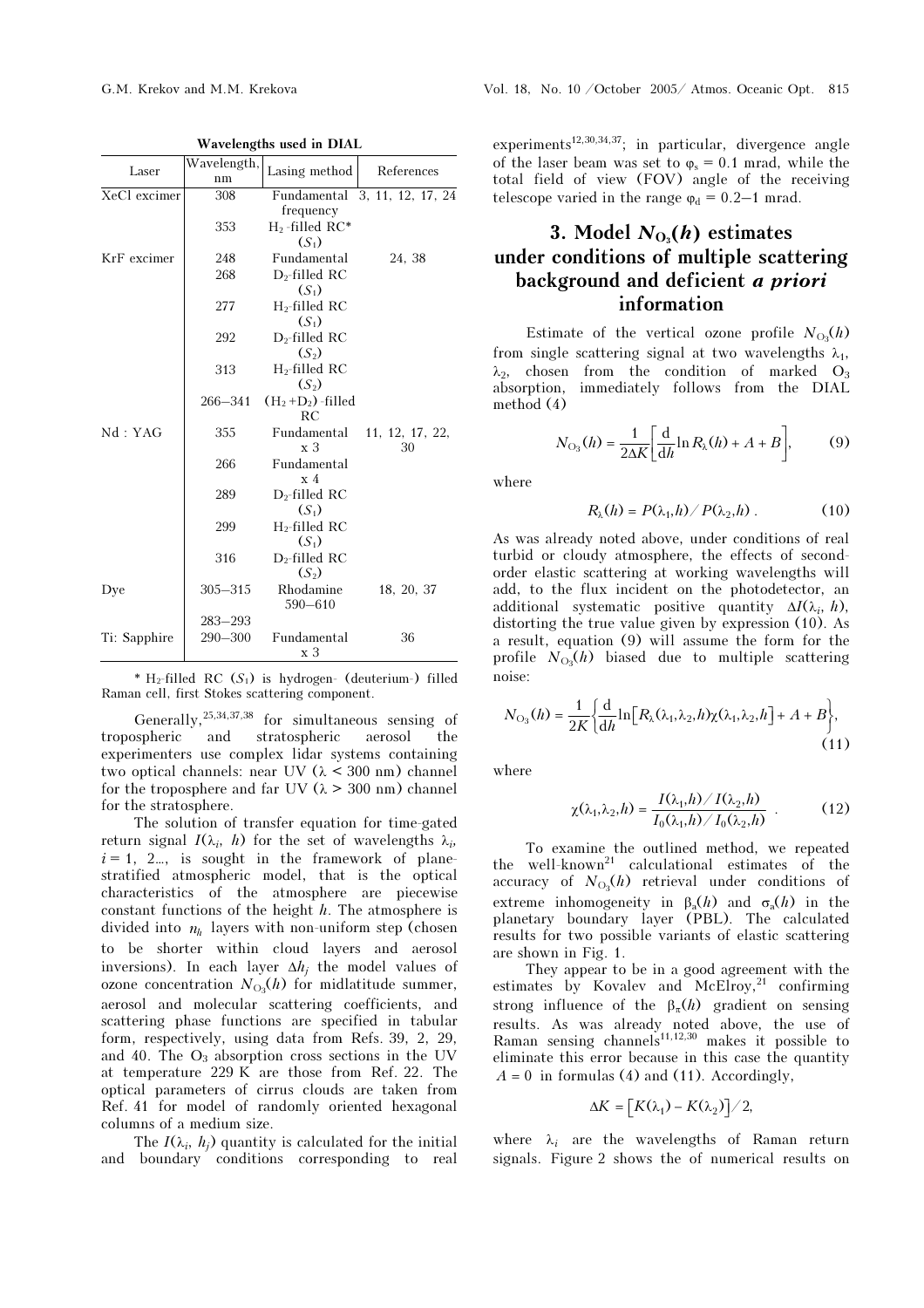**Wavelengths used in DIAL**

| Laser | Wavelength, nm | Lasing method | References |
|---|---|---|---|
| XeCl excimer | 308 | Fundamental frequency | 3, 11, 12, 17, 24 |
| | 353 | $H_2$-filled RC* ($S_1$) | |
| KrF excimer | 248 | Fundamental | 24, 38 |
| | 268 | $D_2$-filled RC ($S_1$) | |
| | 277 | $H_2$-filled RC ($S_1$) | |
| | 292 | $D_2$-filled RC ($S_2$) | |
| | 313 | $H_2$-filled RC ($S_2$) | |
| | 266–341 | ($H_2$+$D_2$)-filled RC | |
| Nd : YAG | 355 | Fundamental x 3 | 11, 12, 17, 22, 30 |
| | 266 | Fundamental x 4 | |
| | 289 | $D_2$-filled RC ($S_1$) | |
| | 299 | $H_2$-filled RC ($S_1$) | |
| | 316 | $D_2$-filled RC ($S_2$) | |
| Dye | 305–315 | Rhodamine 590–610 | 18, 20, 37 |
| | 283–293 | | |
| Ti: Sapphire | 290–300 | Fundamental x 3 | 36 |

\* $H_2$-filled RC ($S_1$) is hydrogen- (deuterium-) filled Raman cell, first Stokes scattering component.

Generally,[25,34,37,38] for simultaneous sensing of tropospheric and stratospheric aerosol the experimenters use complex lidar systems containing two optical channels: near UV ($\lambda$ < 300 nm) channel for the troposphere and far UV ($\lambda$ > 300 nm) channel for the stratosphere.

The solution of transfer equation for time-gated return signal $I(\lambda_i, h)$ for the set of wavelengths $\lambda_i$, $i$ = 1, 2..., is sought in the framework of plane-stratified atmospheric model, that is the optical characteristics of the atmosphere are piecewise constant functions of the height $h$. The atmosphere is divided into $n_h$ layers with non-uniform step (chosen to be shorter within cloud layers and aerosol inversions). In each layer $\Delta h_j$ the model values of ozone concentration $N_{O_3}(h)$ for midlatitude summer, aerosol and molecular scattering coefficients, and scattering phase functions are specified in tabular form, respectively, using data from Refs. 39, 2, 29, and 40. The $O_3$ absorption cross sections in the UV at temperature 229 K are those from Ref. 22. The optical parameters of cirrus clouds are taken from Ref. 41 for model of randomly oriented hexagonal columns of a medium size.

The $I(\lambda_i, h_j)$ quantity is calculated for the initial and boundary conditions corresponding to real experiments[12,30,34,37]; in particular, divergence angle of the laser beam was set to $\varphi_s$ = 0.1 mrad, while the total field of view (FOV) angle of the receiving telescope varied in the range $\varphi_d$ = 0.2–1 mrad.

## 3. Model $N_{O_3}(h)$ estimates under conditions of multiple scattering background and deficient *a priori* information

Estimate of the vertical ozone profile $N_{O_3}(h)$ from single scattering signal at two wavelengths $\lambda_1$, $\lambda_2$, chosen from the condition of marked $O_3$ absorption, immediately follows from the DIAL method (4)

$$N_{O_3}(h) = \frac{1}{2\Delta K}\left[\frac{\mathrm{d}}{\mathrm{d}h}\ln R_\lambda(h) + A + B\right], \qquad (9)$$

where

$$R_\lambda(h) = P(\lambda_1, h) / P(\lambda_2, h)\,. \qquad (10)$$

As was already noted above, under conditions of real turbid or cloudy atmosphere, the effects of second-order elastic scattering at working wavelengths will add, to the flux incident on the photodetector, an additional systematic positive quantity $\Delta I(\lambda_i, h)$, distorting the true value given by expression (10). As a result, equation (9) will assume the form for the profile $N_{O_3}(h)$ biased due to multiple scattering noise:

$$N_{O_3}(h) = \frac{1}{2K}\left\{\frac{\mathrm{d}}{\mathrm{d}h}\ln\left[R_\lambda(\lambda_1,\lambda_2,h)\chi(\lambda_1,\lambda_2,h\right] + A + B\right\}, \qquad (11)$$

where

$$\chi(\lambda_1,\lambda_2,h) = \frac{I(\lambda_1,h)/I(\lambda_2,h)}{I_0(\lambda_1,h)/I_0(\lambda_2,h)}\,. \qquad (12)$$

To examine the outlined method, we repeated the well-known[21] calculational estimates of the accuracy of $N_{O_3}(h)$ retrieval under conditions of extreme inhomogeneity in $\beta_a(h)$ and $\sigma_a(h)$ in the planetary boundary layer (PBL). The calculated results for two possible variants of elastic scattering are shown in Fig. 1.

They appear to be in a good agreement with the estimates by Kovalev and McElroy,[21] confirming strong influence of the $\beta_\pi(h)$ gradient on sensing results. As was already noted above, the use of Raman sensing channels[11,12,30] makes it possible to eliminate this error because in this case the quantity $A = 0$ in formulas (4) and (11). Accordingly,

$$\Delta K = \left[K(\lambda_1) - K(\lambda_2)\right]/2,$$

where $\lambda_i$ are the wavelengths of Raman return signals. Figure 2 shows the of numerical results on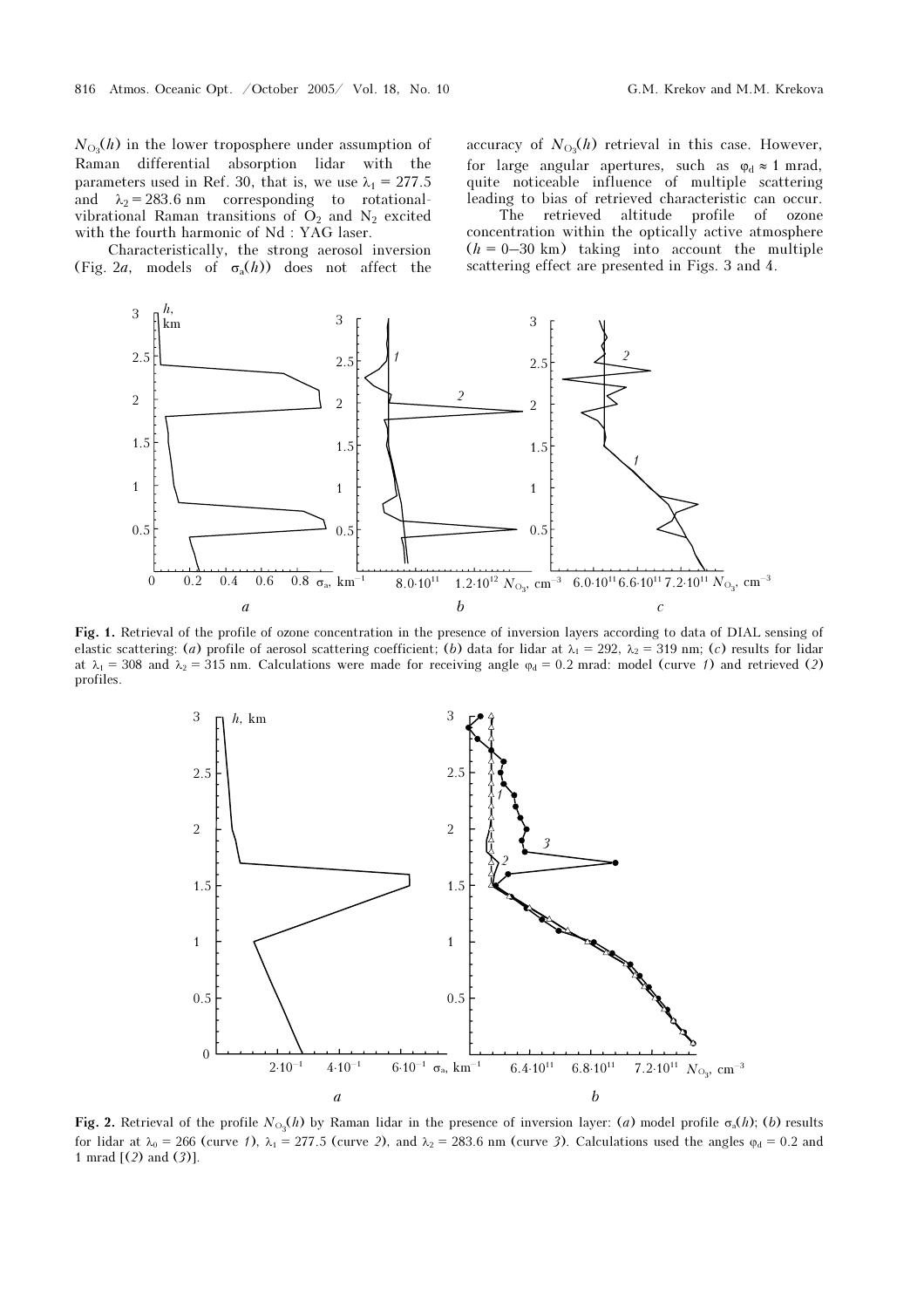$N_{O_3}(h)$ in the lower troposphere under assumption of Raman differential absorption lidar with the parameters used in Ref. 30, that is, we use $\lambda_1 = 277.5$ and $\lambda_2 = 283.6$ nm corresponding to rotational-vibrational Raman transitions of $O_2$ and $N_2$ excited with the fourth harmonic of Nd : YAG laser.

Characteristically, the strong aerosol inversion (Fig. 2*a*, models of $\sigma_a(h)$) does not affect the accuracy of $N_{O_3}(h)$ retrieval in this case. However, for large angular apertures, such as $\varphi_d \approx 1$ mrad, quite noticeable influence of multiple scattering leading to bias of retrieved characteristic can occur.

The retrieved altitude profile of ozone concentration within the optically active atmosphere ($h = 0$–$30$ km) taking into account the multiple scattering effect are presented in Figs. 3 and 4.

**Fig. 1.** Retrieval of the profile of ozone concentration in the presence of inversion layers according to data of DIAL sensing of elastic scattering: (*a*) profile of aerosol scattering coefficient; (*b*) data for lidar at $\lambda_1 = 292$, $\lambda_2 = 319$ nm; (*c*) results for lidar at $\lambda_1 = 308$ and $\lambda_2 = 315$ nm. Calculations were made for receiving angle $\varphi_d = 0.2$ mrad: model (curve *1*) and retrieved (*2*) profiles.

**Fig. 2.** Retrieval of the profile $N_{O_3}(h)$ by Raman lidar in the presence of inversion layer: (*a*) model profile $\sigma_a(h)$; (*b*) results for lidar at $\lambda_0 = 266$ (curve *1*), $\lambda_1 = 277.5$ (curve *2*), and $\lambda_2 = 283.6$ nm (curve *3*). Calculations used the angles $\varphi_d = 0.2$ and 1 mrad [(*2*) and (*3*)].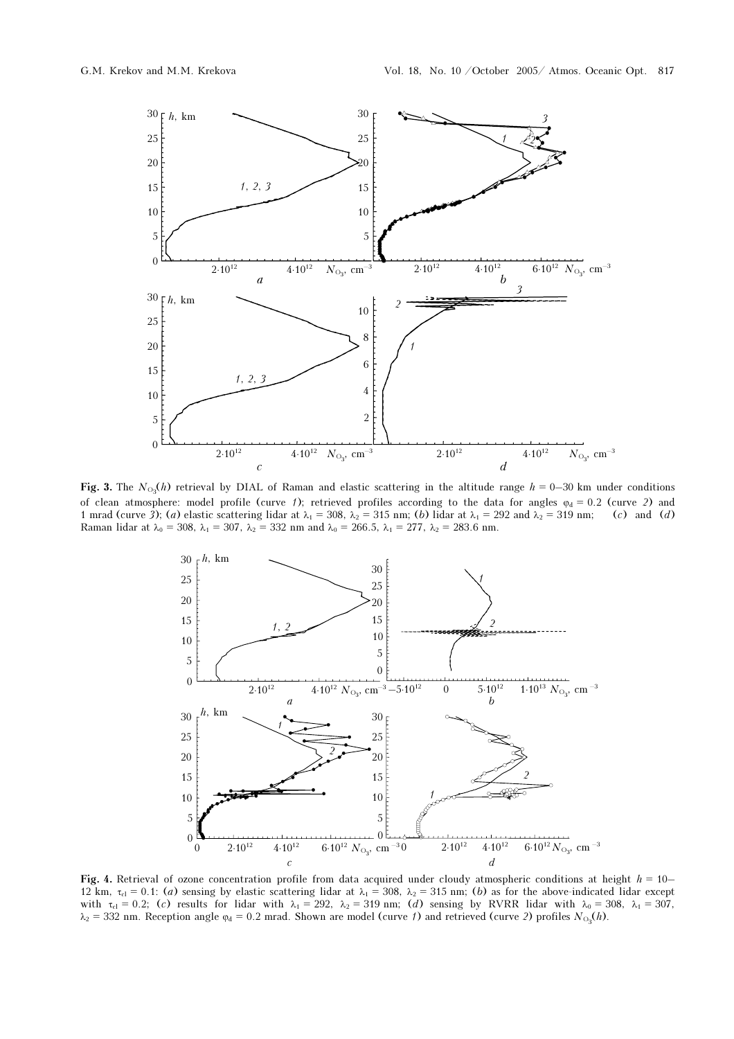**Fig. 3.** The $N_{O_3}(h)$ retrieval by DIAL of Raman and elastic scattering in the altitude range $h = 0$–30 km under conditions of clean atmosphere: model profile (curve *1*); retrieved profiles according to the data for angles $\varphi_d = 0.2$ (curve *2*) and 1 mrad (curve *3*); (*a*) elastic scattering lidar at $\lambda_1 = 308$, $\lambda_2 = 315$ nm; (*b*) lidar at $\lambda_1 = 292$ and $\lambda_2 = 319$ nm; (*c*) and (*d*) Raman lidar at $\lambda_0 = 308$, $\lambda_1 = 307$, $\lambda_2 = 332$ nm and $\lambda_0 = 266.5$, $\lambda_1 = 277$, $\lambda_2 = 283.6$ nm.

**Fig. 4.** Retrieval of ozone concentration profile from data acquired under cloudy atmospheric conditions at height $h = 10$–12 km, $\tau_{cl} = 0.1$: (*a*) sensing by elastic scattering lidar at $\lambda_1 = 308$, $\lambda_2 = 315$ nm; (*b*) as for the above-indicated lidar except with $\tau_{cl} = 0.2$; (*c*) results for lidar with $\lambda_1 = 292$, $\lambda_2 = 319$ nm; (*d*) sensing by RVRR lidar with $\lambda_0 = 308$, $\lambda_1 = 307$, $\lambda_2 = 332$ nm. Reception angle $\varphi_d = 0.2$ mrad. Shown are model (curve *1*) and retrieved (curve *2*) profiles $N_{O_3}(h)$.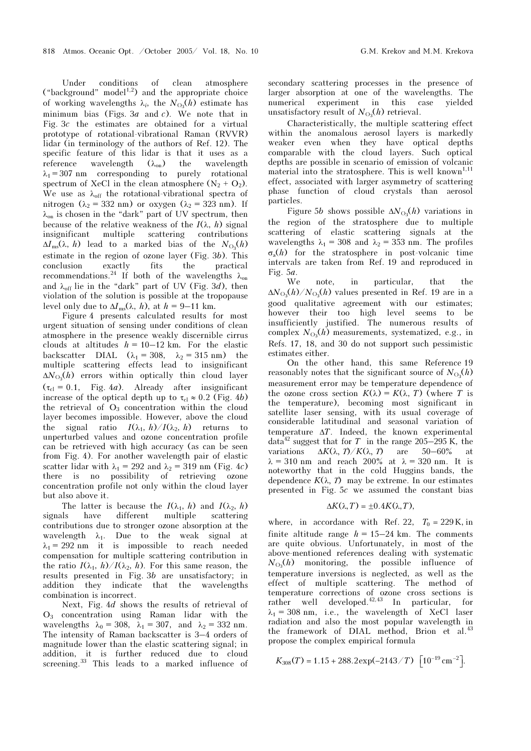Under conditions of clean atmosphere ("background" model[1,2]) and the appropriate choice of working wavelengths $\lambda_i$, the $N_{O_3}(h)$ estimate has minimum bias (Figs. 3*a* and *c*). We note that in Fig. 3*c* the estimates are obtained for a virtual prototype of rotational-vibrational Raman (RVVR) lidar (in terminology of the authors of Ref. 12). The specific feature of this lidar is that it uses as a reference wavelength ($\lambda_{on}$) the wavelength $\lambda_1 = 307$ nm corresponding to purely rotational spectrum of XeCl in the clean atmosphere ($N_2 + O_2$). We use as $\lambda_{off}$ the rotational-vibrational spectra of nitrogen ($\lambda_2 = 332$ nm) or oxygen ($\lambda_2 = 323$ nm). If $\lambda_{on}$ is chosen in the "dark" part of UV spectrum, then because of the relative weakness of the $I(\lambda, h)$ signal insignificant multiple scattering contributions $\Delta I_{ms}(\lambda, h)$ lead to a marked bias of the $N_{O_3}(h)$ estimate in the region of ozone layer (Fig. 3*b*). This conclusion exactly fits the practical recommendations.[24] If both of the wavelengths $\lambda_{on}$ and $\lambda_{off}$ lie in the "dark" part of UV (Fig. 3*d*), then violation of the solution is possible at the tropopause level only due to $\Delta I_{ms}(\lambda, h)$, at $h = 9$–$11$ km.

Figure 4 presents calculated results for most urgent situation of sensing under conditions of clean atmosphere in the presence weakly discernible cirrus clouds at altitudes $h = 10$–$12$ km. For the elastic backscatter DIAL ($\lambda_1 = 308$, $\lambda_2 = 315$ nm) the multiple scattering effects lead to insignificant $\Delta N_{O_3}(h)$ errors within optically thin cloud layer ($\tau_{cl} = 0.1$, Fig. 4*a*). Already after insignificant increase of the optical depth up to $\tau_{cl} \approx 0.2$ (Fig. 4*b*) the retrieval of $O_3$ concentration within the cloud layer becomes impossible. However, above the cloud the signal ratio $I(\lambda_1, h)/I(\lambda_2, h)$ returns to unperturbed values and ozone concentration profile can be retrieved with high accuracy (as can be seen from Fig. 4). For another wavelength pair of elastic scatter lidar with $\lambda_1 = 292$ and $\lambda_2 = 319$ nm (Fig. 4*c*) there is no possibility of retrieving ozone concentration profile not only within the cloud layer but also above it.

The latter is because the $I(\lambda_1, h)$ and $I(\lambda_2, h)$ signals have different multiple scattering contributions due to stronger ozone absorption at the wavelength $\lambda_1$. Due to the weak signal at $\lambda_1 = 292$ nm it is impossible to reach needed compensation for multiple scattering contribution in the ratio $I(\lambda_1, h)/I(\lambda_2, h)$. For this same reason, the results presented in Fig. 3*b* are unsatisfactory; in addition they indicate that the wavelengths combination is incorrect.

Next, Fig. 4*d* shows the results of retrieval of $O_3$ concentration using Raman lidar with the wavelengths $\lambda_0 = 308$, $\lambda_1 = 307$, and $\lambda_2 = 332$ nm. The intensity of Raman backscatter is 3–4 orders of magnitude lower than the elastic scattering signal; in addition, it is further reduced due to cloud screening.[33] This leads to a marked influence of secondary scattering processes in the presence of larger absorption at one of the wavelengths. The numerical experiment in this case yielded unsatisfactory result of $N_{O_3}(h)$ retrieval.

Characteristically, the multiple scattering effect within the anomalous aerosol layers is markedly weaker even when they have optical depths comparable with the cloud layers. Such optical depths are possible in scenario of emission of volcanic material into the stratosphere. This is well known[1,11] effect, associated with larger asymmetry of scattering phase function of cloud crystals than aerosol particles.

Figure 5*b* shows possible $\Delta N_{O_3}(h)$ variations in the region of the stratosphere due to multiple scattering of elastic scattering signals at the wavelengths $\lambda_1 = 308$ and $\lambda_2 = 353$ nm. The profiles $\sigma_a(h)$ for the stratosphere in post-volcanic time intervals are taken from Ref. 19 and reproduced in Fig. 5*a*.

We note, in particular, that the $\Delta N_{O_3}(h)/N_{O_3}(h)$ values presented in Ref. 19 are in a good qualitative agreement with our estimates; however their too high level seems to be insufficiently justified. The numerous results of complex $N_{O_3}(h)$ measurements, systematized, e.g., in Refs. 17, 18, and 30 do not support such pessimistic estimates either.

On the other hand, this same Reference 19 reasonably notes that the significant source of $N_{O_3}(h)$ measurement error may be temperature dependence of the ozone cross section $K(\lambda) = K(\lambda, T)$ (where $T$ is the temperature), becoming most significant in satellite laser sensing, with its usual coverage of considerable latitudinal and seasonal variation of temperature $\Delta T$. Indeed, the known experimental data[42] suggest that for $T$ in the range 205–295 K, the variations $\Delta K(\lambda, T)/K(\lambda, T)$ are 50–60% at $\lambda = 310$ nm and reach 200% at $\lambda = 320$ nm. It is noteworthy that in the cold Huggins bands, the dependence $K(\lambda, T)$ may be extreme. In our estimates presented in Fig. 5*c* we assumed the constant bias

$$\Delta K(\lambda, T) = \pm 0.4 K(\lambda, T),$$

where, in accordance with Ref. 22, $T_0 = 229$ K, in finite altitude range $h = 15$–$24$ km. The comments are quite obvious. Unfortunately, in most of the above-mentioned references dealing with systematic $N_{O_3}(h)$ monitoring, the possible influence of temperature inversions is neglected, as well as the effect of multiple scattering. The method of temperature corrections of ozone cross sections is rather well developed.[42,43] In particular, for $\lambda_1 = 308$ nm, i.e., the wavelength of XeCl laser radiation and also the most popular wavelength in the framework of DIAL method, Brion et al.[43] propose the complex empirical formula

$$K_{308}(T) = 1.15 + 288.2\exp(-2143/T) \ \left[10^{-19}\,\text{cm}^{-2}\right].$$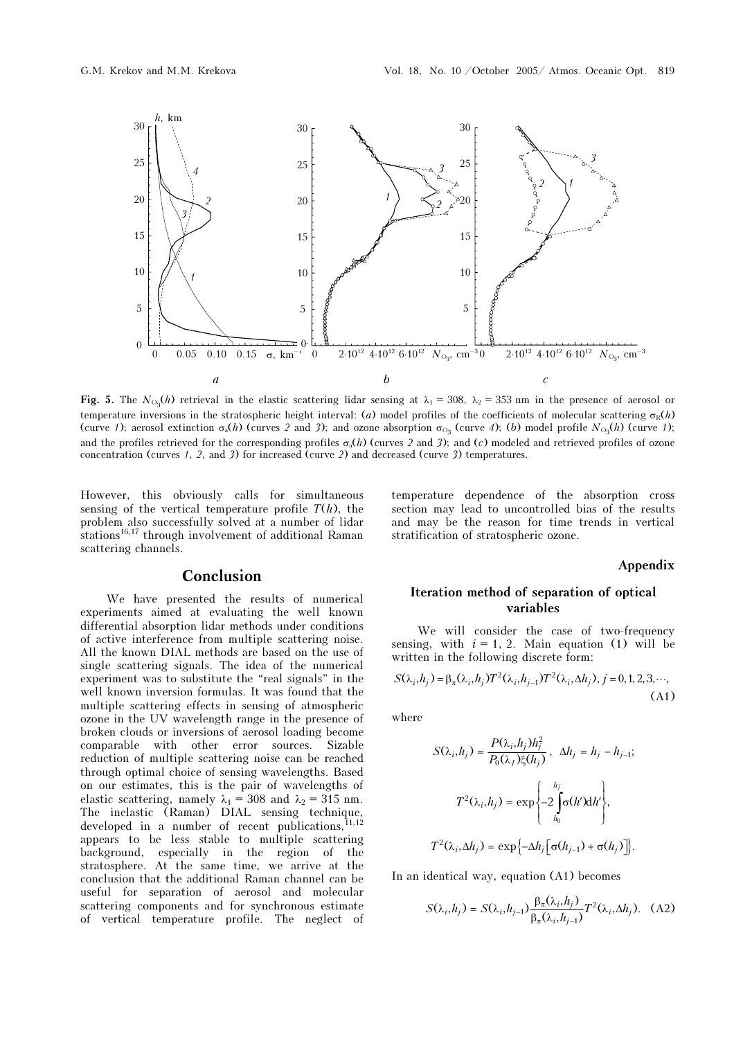**Fig. 5.** The $N_{O_3}(h)$ retrieval in the elastic scattering lidar sensing at $\lambda_1 = 308$, $\lambda_2 = 353$ nm in the presence of aerosol or temperature inversions in the stratospheric height interval: (*a*) model profiles of the coefficients of molecular scattering $\sigma_R(h)$ (curve *1*); aerosol extinction $\sigma_a(h)$ (curves *2* and *3*); and ozone absorption $\sigma_{O_3}$ (curve *4*); (*b*) model profile $N_{O_3}(h)$ (curve *1*); and the profiles retrieved for the corresponding profiles $\sigma_a(h)$ (curves *2* and *3*); and (*c*) modeled and retrieved profiles of ozone concentration (curves *1*, *2*, and *3*) for increased (curve *2*) and decreased (curve *3*) temperatures.

However, this obviously calls for simultaneous sensing of the vertical temperature profile $T(h)$, the problem also successfully solved at a number of lidar stations[16,17] through involvement of additional Raman scattering channels.

## Conclusion

We have presented the results of numerical experiments aimed at evaluating the well known differential absorption lidar methods under conditions of active interference from multiple scattering noise. All the known DIAL methods are based on the use of single scattering signals. The idea of the numerical experiment was to substitute the "real signals" in the well known inversion formulas. It was found that the multiple scattering effects in sensing of atmospheric ozone in the UV wavelength range in the presence of broken clouds or inversions of aerosol loading become comparable with other error sources. Sizable reduction of multiple scattering noise can be reached through optimal choice of sensing wavelengths. Based on our estimates, this is the pair of wavelengths of elastic scattering, namely $\lambda_1 = 308$ and $\lambda_2 = 315$ nm. The inelastic (Raman) DIAL sensing technique, developed in a number of recent publications,[11,12] appears to be less stable to multiple scattering background, especially in the region of the stratosphere. At the same time, we arrive at the conclusion that the additional Raman channel can be useful for separation of aerosol and molecular scattering components and for synchronous estimate of vertical temperature profile. The neglect of temperature dependence of the absorption cross section may lead to uncontrolled bias of the results and may be the reason for time trends in vertical stratification of stratospheric ozone.

## Appendix

### Iteration method of separation of optical variables

We will consider the case of two-frequency sensing, with $i = 1, 2$. Main equation (1) will be written in the following discrete form:

$$S(\lambda_i, h_j) = \beta_\pi(\lambda_i, h_j) T^2(\lambda_i, h_{j-1}) T^2(\lambda_i, \Delta h_j),\ j = 0, 1, 2, 3, \cdots, \quad \text{(A1)}$$

where

$$S(\lambda_i, h_j) = \frac{P(\lambda_i, h_j) h_j^2}{P_0(\lambda_I) \xi(h_j)},\ \ \Delta h_j = h_j - h_{j-1};$$

$$T^2(\lambda_i, h_j) = \exp\left\{-2 \int_{h_0}^{h_j} \sigma(h') \mathrm{d}h'\right\},$$

$$T^2(\lambda_i, \Delta h_j) = \exp\left\{-\Delta h_j \left[\sigma(h_{j-1}) + \sigma(h_j)\right]\right\}.$$

In an identical way, equation (A1) becomes

$$S(\lambda_i, h_j) = S(\lambda_i, h_{j-1}) \frac{\beta_\pi(\lambda_i, h_j)}{\beta_\pi(\lambda_i, h_{j-1})} T^2(\lambda_i, \Delta h_j). \quad \text{(A2)}$$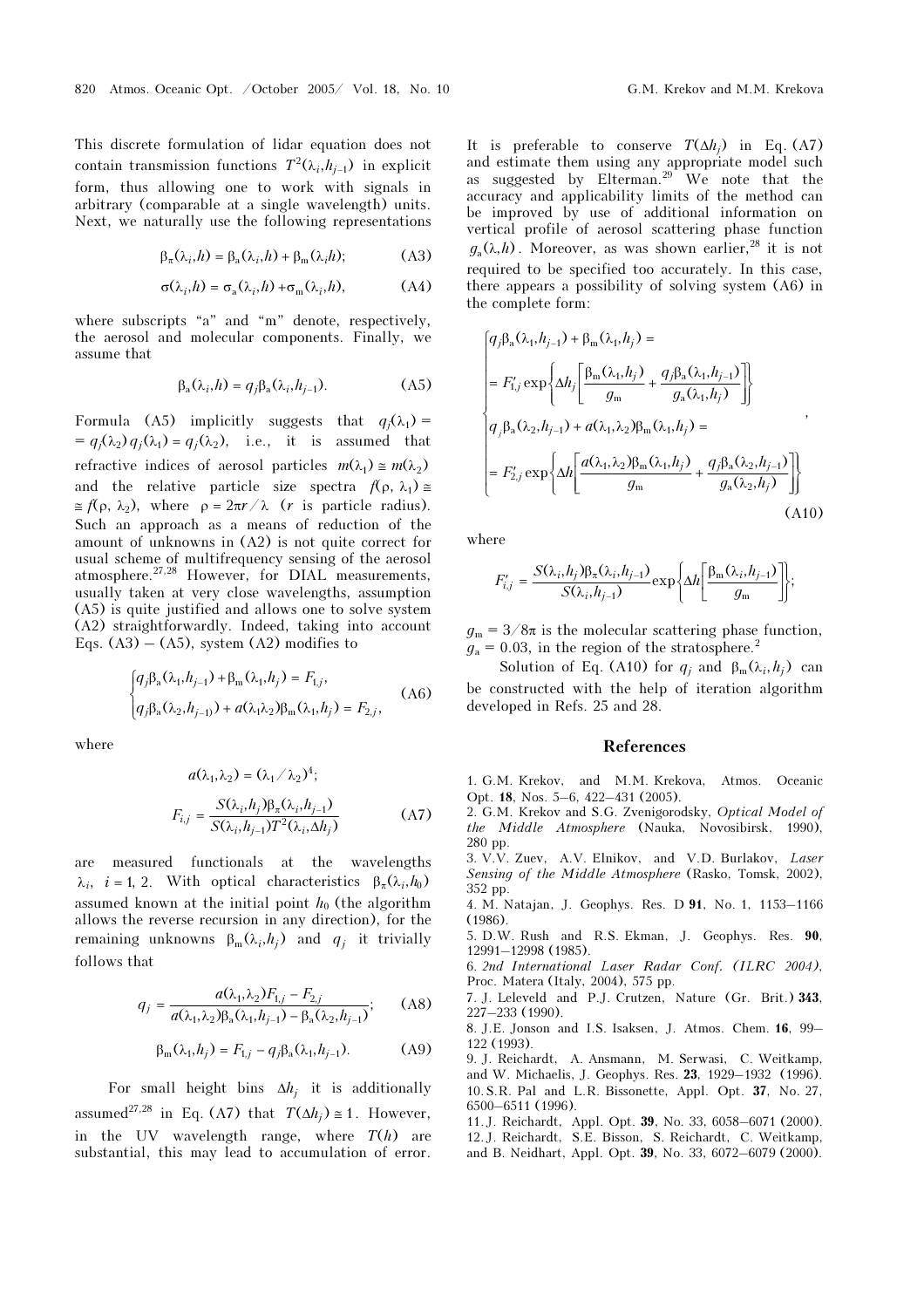This discrete formulation of lidar equation does not contain transmission functions $T^2(\lambda_i, h_{j-1})$ in explicit form, thus allowing one to work with signals in arbitrary (comparable at a single wavelength) units. Next, we naturally use the following representations

$$\beta_\pi(\lambda_i, h) = \beta_a(\lambda_i, h) + \beta_m(\lambda_i h); \tag{A3}$$

$$\sigma(\lambda_i, h) = \sigma_a(\lambda_i, h) + \sigma_m(\lambda_i, h), \tag{A4}$$

where subscripts "a" and "m" denote, respectively, the aerosol and molecular components. Finally, we assume that

$$\beta_a(\lambda_i, h) = q_j \beta_a(\lambda_i, h_{j-1}). \tag{A5}$$

Formula (A5) implicitly suggests that $q_j(\lambda_1) = q_j(\lambda_2)\, q_j(\lambda_1) = q_j(\lambda_2)$, i.e., it is assumed that refractive indices of aerosol particles $m(\lambda_1) \cong m(\lambda_2)$ and the relative particle size spectra $f(\rho, \lambda_1) \cong f(\rho, \lambda_2)$, where $\rho = 2\pi r/\lambda$ ($r$ is particle radius). Such an approach as a means of reduction of the amount of unknowns in (A2) is not quite correct for usual scheme of multifrequency sensing of the aerosol atmosphere.[27,28] However, for DIAL measurements, usually taken at very close wavelengths, assumption (A5) is quite justified and allows one to solve system (A2) straightforwardly. Indeed, taking into account Eqs. (A3) – (A5), system (A2) modifies to

$$\begin{cases} q_j \beta_a(\lambda_1, h_{j-1}) + \beta_m(\lambda_1, h_j) = F_{1,j}, \\ q_j \beta_a(\lambda_2, h_{j-1)}) + a(\lambda_1 \lambda_2)\beta_m(\lambda_1, h_j) = F_{2,j}, \end{cases} \tag{A6}$$

where

$$a(\lambda_1, \lambda_2) = (\lambda_1/\lambda_2)^4;$$

$$F_{i,j} = \frac{S(\lambda_i, h_j)\beta_\pi(\lambda_i, h_{j-1})}{S(\lambda_i, h_{j-1}) T^2(\lambda_i, \Delta h_j)} \tag{A7}$$

are measured functionals at the wavelengths $\lambda_i$, $i = 1, 2$. With optical characteristics $\beta_\pi(\lambda_i, h_0)$ assumed known at the initial point $h_0$ (the algorithm allows the reverse recursion in any direction), for the remaining unknowns $\beta_m(\lambda_i, h_j)$ and $q_j$ it trivially follows that

$$q_j = \frac{a(\lambda_1, \lambda_2) F_{1,j} - F_{2,j}}{a(\lambda_1, \lambda_2)\beta_a(\lambda_1, h_{j-1}) - \beta_a(\lambda_2, h_{j-1})}; \tag{A8}$$

$$\beta_m(\lambda_1, h_j) = F_{1,j} - q_j \beta_a(\lambda_1, h_{j-1}). \tag{A9}$$

For small height bins $\Delta h_j$ it is additionally assumed[27,28] in Eq. (A7) that $T(\Delta h_j) \cong 1$. However, in the UV wavelength range, where $T(h)$ are substantial, this may lead to accumulation of error. It is preferable to conserve $T(\Delta h_j)$ in Eq. (A7) and estimate them using any appropriate model such as suggested by Elterman.[29] We note that the accuracy and applicability limits of the method can be improved by use of additional information on vertical profile of aerosol scattering phase function $g_a(\lambda, h)$. Moreover, as was shown earlier,[28] it is not required to be specified too accurately. In this case, there appears a possibility of solving system (A6) in the complete form:

$$\begin{cases} q_j \beta_a(\lambda_1, h_{j-1}) + \beta_m(\lambda_1, h_j) = \\ = F'_{1,j} \exp\left\{ \Delta h_j \left[ \dfrac{\beta_m(\lambda_1, h_j)}{g_m} + \dfrac{q_j \beta_a(\lambda_1, h_{j-1})}{g_a(\lambda_1, h_j)} \right] \right\} \\ q_j \beta_a(\lambda_2, h_{j-1}) + a(\lambda_1, \lambda_2)\beta_m(\lambda_1, h_j) = \\ = F'_{2,j} \exp\left\{ \Delta h \left[ \dfrac{a(\lambda_1, \lambda_2)\beta_m(\lambda_1, h_j)}{g_m} + \dfrac{q_j \beta_a(\lambda_2, h_{j-1})}{g_a(\lambda_2, h_j)} \right] \right\} \end{cases}, \tag{A10}$$

where

$$F'_{i,j} = \frac{S(\lambda_i, h_j)\beta_\pi(\lambda_i, h_{j-1})}{S(\lambda_i, h_{j-1})} \exp\left\{ \Delta h \left[ \frac{\beta_m(\lambda_i, h_{j-1})}{g_m} \right] \right\};$$

$g_m = 3/8\pi$ is the molecular scattering phase function, $g_a = 0.03$, in the region of the stratosphere.[2]

Solution of Eq. (A10) for $q_j$ and $\beta_m(\lambda_i, h_j)$ can be constructed with the help of iteration algorithm developed in Refs. 25 and 28.

## References

1. G.M. Krekov, and M.M. Krekova, Atmos. Oceanic Opt. **18**, Nos. 5–6, 422–431 (2005).
2. G.M. Krekov and S.G. Zvenigorodsky, *Optical Model of the Middle Atmosphere* (Nauka, Novosibirsk, 1990), 280 pp.
3. V.V. Zuev, A.V. Elnikov, and V.D. Burlakov, *Laser Sensing of the Middle Atmosphere* (Rasko, Tomsk, 2002), 352 pp.
4. M. Natajan, J. Geophys. Res. D **91**, No. 1, 1153–1166 (1986).
5. D.W. Rush and R.S. Ekman, J. Geophys. Res. **90**, 12991–12998 (1985).
6. *2nd International Laser Radar Conf. (ILRC 2004)*, Proc. Matera (Italy, 2004), 575 pp.
7. J. Leleveld and P.J. Crutzen, Nature (Gr. Brit.) **343**, 227–233 (1990).
8. J.E. Jonson and I.S. Isaksen, J. Atmos. Chem. **16**, 99–122 (1993).
9. J. Reichardt, A. Ansmann, M. Serwasi, C. Weitkamp, and W. Michaelis, J. Geophys. Res. **23**, 1929–1932 (1996).
10. S.R. Pal and L.R. Bissonette, Appl. Opt. **37**, No. 27, 6500–6511 (1996).
11. J. Reichardt, Appl. Opt. **39**, No. 33, 6058–6071 (2000).
12. J. Reichardt, S.E. Bisson, S. Reichardt, C. Weitkamp, and B. Neidhart, Appl. Opt. **39**, No. 33, 6072–6079 (2000).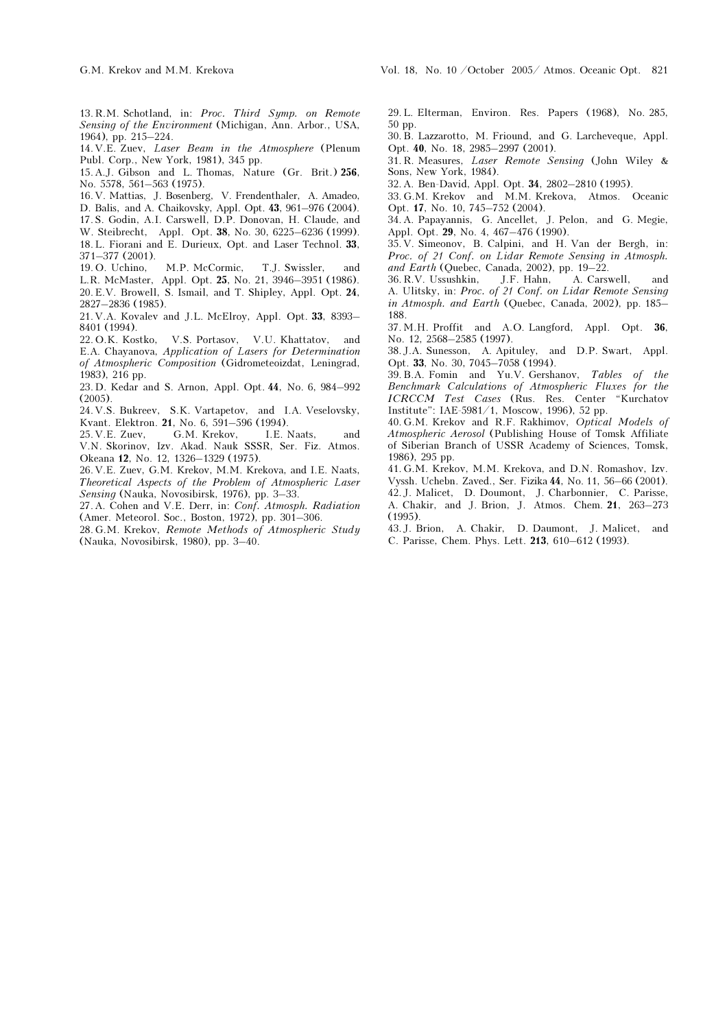13. R.M. Schotland, in: *Proc. Third Symp. on Remote Sensing of the Environment* (Michigan, Ann. Arbor., USA, 1964), pp. 215–224.

14. V.E. Zuev, *Laser Beam in the Atmosphere* (Plenum Publ. Corp., New York, 1981), 345 pp.

15. A.J. Gibson and L. Thomas, Nature (Gr. Brit.) **256**, No. 5578, 561–563 (1975).

16. V. Mattias, J. Bosenberg, V. Frendenthaler, A. Amadeo, D. Balis, and A. Chaikovsky, Appl. Opt. **43**, 961–976 (2004).

17. S. Godin, A.I. Carswell, D.P. Donovan, H. Claude, and W. Steibrecht, Appl. Opt. **38**, No. 30, 6225–6236 (1999).

18. L. Fiorani and E. Durieux, Opt. and Laser Technol. **33**, 371–377 (2001).

19. O. Uchino, M.P. McCormic, T.J. Swissler, and L.R. McMaster, Appl. Opt. **25**, No. 21, 3946–3951 (1986).

20. E.V. Browell, S. Ismail, and T. Shipley, Appl. Opt. **24**, 2827–2836 (1985).

21. V.A. Kovalev and J.L. McElroy, Appl. Opt. **33**, 8393–8401 (1994).

22. O.K. Kostko, V.S. Portasov, V.U. Khattatov, and E.A. Chayanova, *Application of Lasers for Determination of Atmospheric Composition* (Gidrometeoizdat, Leningrad, 1983), 216 pp.

23. D. Kedar and S. Arnon, Appl. Opt. **44**, No. 6, 984–992 (2005).

24. V.S. Bukreev, S.K. Vartapetov, and I.A. Veselovsky, Kvant. Elektron. **21**, No. 6, 591–596 (1994).

25. V.E. Zuev, G.M. Krekov, I.E. Naats, and V.N. Skorinov, Izv. Akad. Nauk SSSR, Ser. Fiz. Atmos. Okeana **12**, No. 12, 1326–1329 (1975).

26. V.E. Zuev, G.M. Krekov, M.M. Krekova, and I.E. Naats, *Theoretical Aspects of the Problem of Atmospheric Laser Sensing* (Nauka, Novosibirsk, 1976), pp. 3–33.

27. A. Cohen and V.E. Derr, in: *Conf. Atmosph. Radiation* (Amer. Meteorol. Soc., Boston, 1972), pp. 301–306.

28. G.M. Krekov, *Remote Methods of Atmospheric Study* (Nauka, Novosibirsk, 1980), pp. 3–40.

29. L. Elterman, Environ. Res. Papers (1968), No. 285, 50 pp.

30. B. Lazzarotto, M. Friound, and G. Larcheveque, Appl. Opt. **40**, No. 18, 2985–2997 (2001).

31. R. Measures, *Laser Remote Sensing* (John Wiley & Sons, New York, 1984).

32. A. Ben-David, Appl. Opt. **34**, 2802–2810 (1995).

33. G.M. Krekov and M.M. Krekova, Atmos. Oceanic Opt. **17**, No. 10, 745–752 (2004).

34. A. Papayannis, G. Ancellet, J. Pelon, and G. Megie, Appl. Opt. **29**, No. 4, 467–476 (1990).

35. V. Simeonov, B. Calpini, and H. Van der Bergh, in: *Proc. of 21 Conf. on Lidar Remote Sensing in Atmosph. and Earth* (Quebec, Canada, 2002), pp. 19–22.

36. R.V. Ussushkin, J.F. Hahn, A. Carswell, and A. Ulitsky, in: *Proc. of 21 Conf. on Lidar Remote Sensing in Atmosph. and Earth* (Quebec, Canada, 2002), pp. 185–188.

37. M.H. Proffit and A.O. Langford, Appl. Opt. **36**, No. 12, 2568–2585 (1997).

38. J.A. Sunesson, A. Apituley, and D.P. Swart, Appl. Opt. **33**, No. 30, 7045–7058 (1994).

39. B.A. Fomin and Yu.V. Gershanov, *Tables of the Benchmark Calculations of Atmospheric Fluxes for the ICRCCM Test Cases* (Rus. Res. Center "Kurchatov Institute": IAE-5981/1, Moscow, 1996), 52 pp.

40. G.M. Krekov and R.F. Rakhimov, *Optical Models of Atmospheric Aerosol* (Publishing House of Tomsk Affiliate of Siberian Branch of USSR Academy of Sciences, Tomsk, 1986), 295 pp.

41. G.M. Krekov, M.M. Krekova, and D.N. Romashov, Izv. Vyssh. Uchebn. Zaved., Ser. Fizika **44**, No. 11, 56–66 (2001).

42. J. Malicet, D. Doumont, J. Charbonnier, C. Parisse, A. Chakir, and J. Brion, J. Atmos. Chem. **21**, 263–273 (1995).

43. J. Brion, A. Chakir, D. Daumont, J. Malicet, and C. Parisse, Chem. Phys. Lett. **213**, 610–612 (1993).